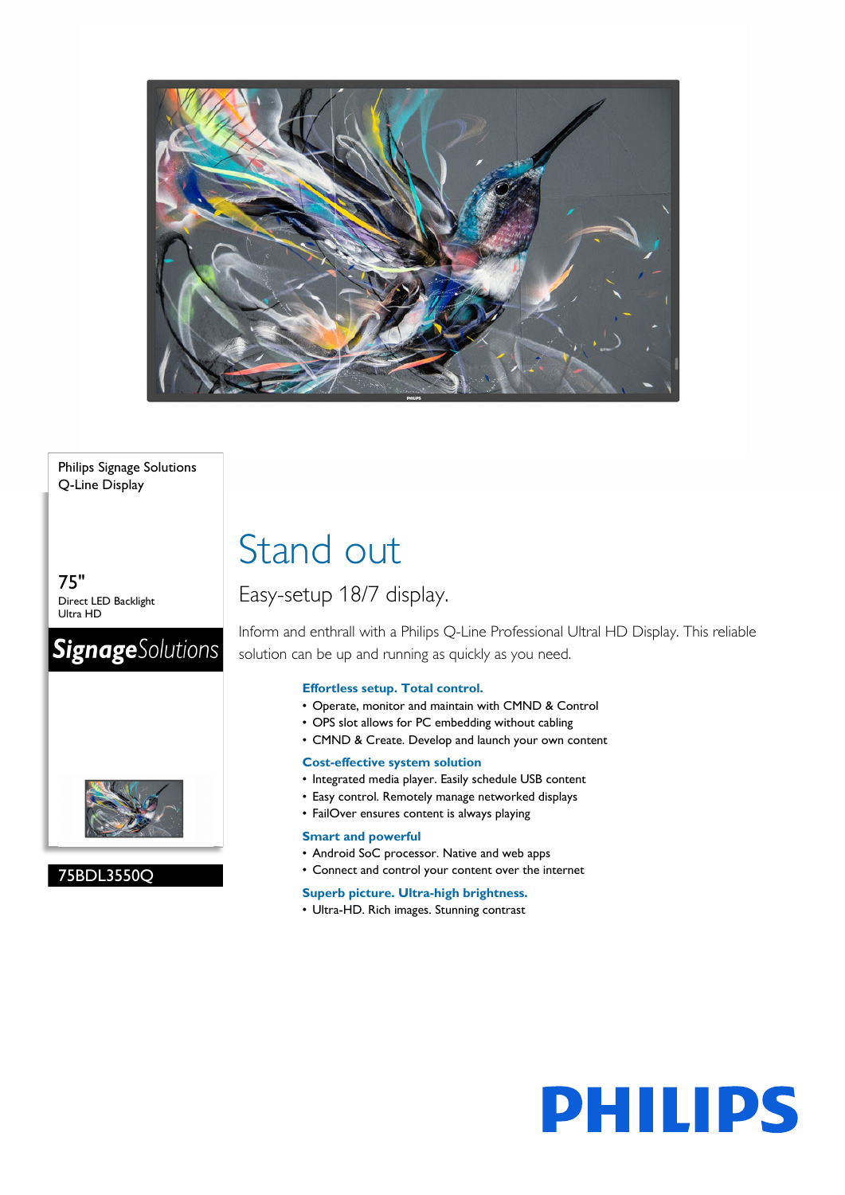Philips Signage Solutions
Q-Line Display

75"
Direct LED Backlight
Ultra HD

**SignageSolutions**

75BDL3550Q

# Stand out

## Easy-setup 18/7 display.

Inform and enthrall with a Philips Q-Line Professional Ultral HD Display. This reliable solution can be up and running as quickly as you need.

### Effortless setup. Total control.

- Operate, monitor and maintain with CMND & Control
- OPS slot allows for PC embedding without cabling
- CMND & Create. Develop and launch your own content

### Cost-effective system solution

- Integrated media player. Easily schedule USB content
- Easy control. Remotely manage networked displays
- FailOver ensures content is always playing

### Smart and powerful

- Android SoC processor. Native and web apps
- Connect and control your content over the internet

### Superb picture. Ultra-high brightness.

- Ultra-HD. Rich images. Stunning contrast

PHILIPS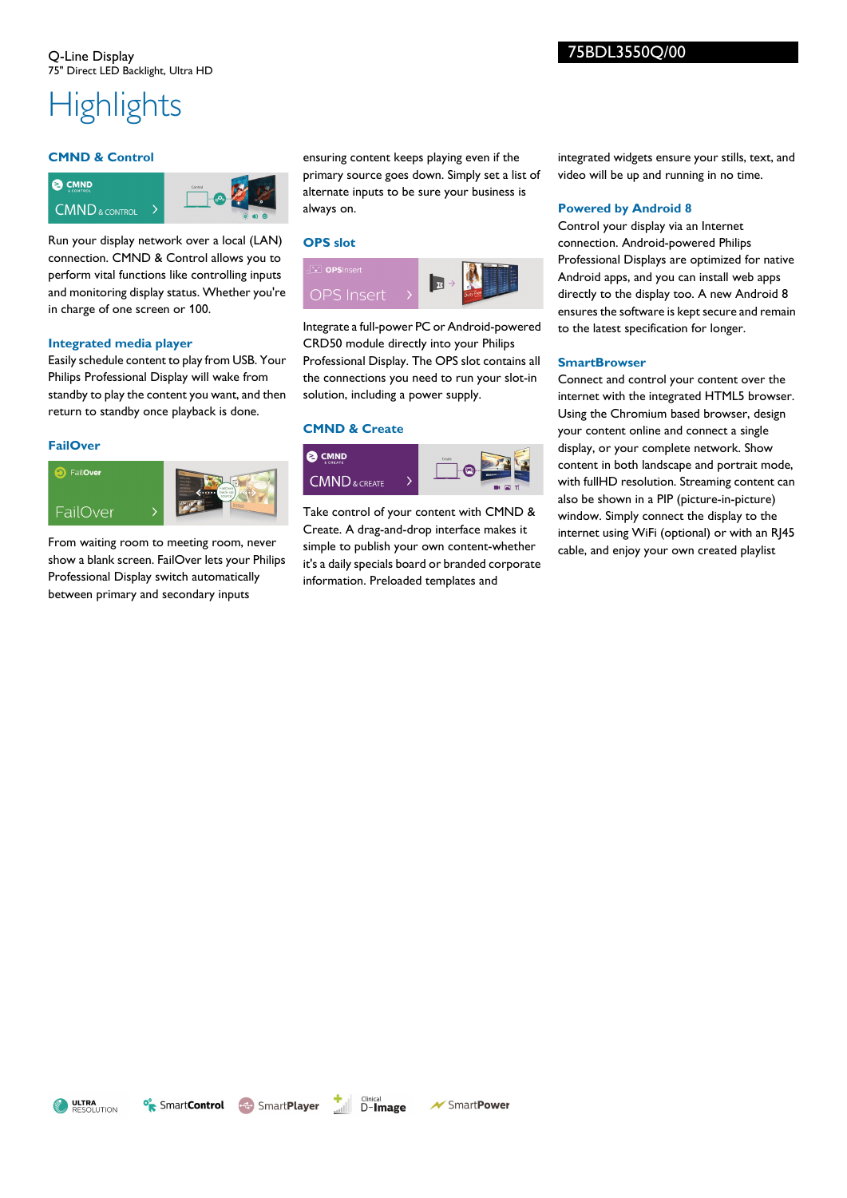Q-Line Display
75" Direct LED Backlight, Ultra HD

75BDL3550Q/00

# Highlights

### CMND & Control

Run your display network over a local (LAN) connection. CMND & Control allows you to perform vital functions like controlling inputs and monitoring display status. Whether you're in charge of one screen or 100.

### Integrated media player

Easily schedule content to play from USB. Your Philips Professional Display will wake from standby to play the content you want, and then return to standby once playback is done.

### FailOver

From waiting room to meeting room, never show a blank screen. FailOver lets your Philips Professional Display switch automatically between primary and secondary inputs ensuring content keeps playing even if the primary source goes down. Simply set a list of alternate inputs to be sure your business is always on.

### OPS slot

Integrate a full-power PC or Android-powered CRD50 module directly into your Philips Professional Display. The OPS slot contains all the connections you need to run your slot-in solution, including a power supply.

### CMND & Create

Take control of your content with CMND & Create. A drag-and-drop interface makes it simple to publish your own content-whether it's a daily specials board or branded corporate information. Preloaded templates and integrated widgets ensure your stills, text, and video will be up and running in no time.

### Powered by Android 8

Control your display via an Internet connection. Android-powered Philips Professional Displays are optimized for native Android apps, and you can install web apps directly to the display too. A new Android 8 ensures the software is kept secure and remain to the latest specification for longer.

### SmartBrowser

Connect and control your content over the internet with the integrated HTML5 browser. Using the Chromium based browser, design your content online and connect a single display, or your complete network. Show content in both landscape and portrait mode, with fullHD resolution. Streaming content can also be shown in a PIP (picture-in-picture) window. Simply connect the display to the internet using WiFi (optional) or with an RJ45 cable, and enjoy your own created playlist

ULTRA RESOLUTION | SmartControl | SmartPlayer | Clinical D-Image | SmartPower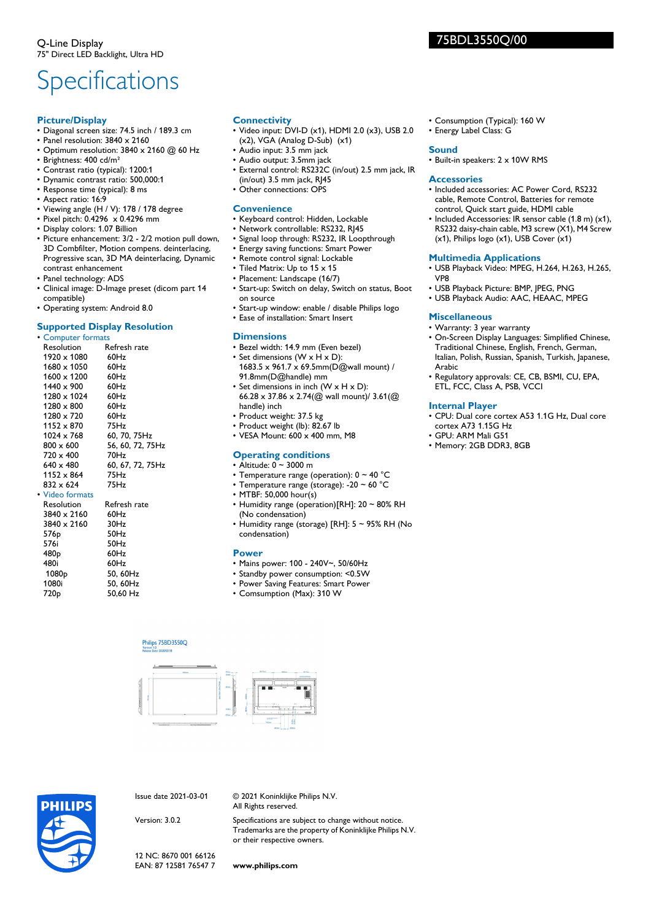Q-Line Display
75" Direct LED Backlight, Ultra HD

75BDL3550Q/00

# Specifications

## Picture/Display

- Diagonal screen size: 74.5 inch / 189.3 cm
- Panel resolution: 3840 x 2160
- Optimum resolution: 3840 x 2160 @ 60 Hz
- Brightness: 400 cd/m²
- Contrast ratio (typical): 1200:1
- Dynamic contrast ratio: 500,000:1
- Response time (typical): 8 ms
- Aspect ratio: 16:9
- Viewing angle (H / V): 178 / 178 degree
- Pixel pitch: 0.4296 x 0.4296 mm
- Display colors: 1.07 Billion
- Picture enhancement: 3/2 - 2/2 motion pull down, 3D Combfilter, Motion compens. deinterlacing, Progressive scan, 3D MA deinterlacing, Dynamic contrast enhancement
- Panel technology: ADS
- Clinical image: D-Image preset (dicom part 14 compatible)
- Operating system: Android 8.0

## Supported Display Resolution

- Computer formats

| Resolution | Refresh rate |
|---|---|
| 1920 x 1080 | 60Hz |
| 1680 x 1050 | 60Hz |
| 1600 x 1200 | 60Hz |
| 1440 x 900 | 60Hz |
| 1280 x 1024 | 60Hz |
| 1280 x 800 | 60Hz |
| 1280 x 720 | 60Hz |
| 1152 x 870 | 75Hz |
| 1024 x 768 | 60, 70, 75Hz |
| 800 x 600 | 56, 60, 72, 75Hz |
| 720 x 400 | 70Hz |
| 640 x 480 | 60, 67, 72, 75Hz |
| 1152 x 864 | 75Hz |
| 832 x 624 | 75Hz |

- Video formats

| Resolution | Refresh rate |
|---|---|
| 3840 x 2160 | 60Hz |
| 3840 x 2160 | 30Hz |
| 576p | 50Hz |
| 576i | 50Hz |
| 480p | 60Hz |
| 480i | 60Hz |
| 1080p | 50, 60Hz |
| 1080i | 50, 60Hz |
| 720p | 50,60 Hz |

## Connectivity

- Video input: DVI-D (x1), HDMI 2.0 (x3), USB 2.0 (x2), VGA (Analog D-Sub) (x1)
- Audio input: 3.5 mm jack
- Audio output: 3.5mm jack
- External control: RS232C (in/out) 2.5 mm jack, IR (in/out) 3.5 mm jack, RJ45
- Other connections: OPS

## Convenience

- Keyboard control: Hidden, Lockable
- Network controllable: RS232, RJ45
- Signal loop through: RS232, IR Loopthrough
- Energy saving functions: Smart Power
- Remote control signal: Lockable
- Tiled Matrix: Up to 15 x 15
- Placement: Landscape (16/7)
- Start-up: Switch on delay, Switch on status, Boot on source
- Start-up window: enable / disable Philips logo
- Ease of installation: Smart Insert

## Dimensions

- Bezel width: 14.9 mm (Even bezel)
- Set dimensions (W x H x D): 1683.5 x 961.7 x 69.5mm(D@wall mount) / 91.8mm(D@handle) mm
- Set dimensions in inch (W x H x D): 66.28 x 37.86 x 2.74(@ wall mount)/ 3.61(@ handle) inch
- Product weight: 37.5 kg
- Product weight (lb): 82.67 lb
- VESA Mount: 600 x 400 mm, M8

## Operating conditions

- Altitude: 0 ~ 3000 m
- Temperature range (operation): 0 ~ 40 °C
- Temperature range (storage): -20 ~ 60 °C
- MTBF: 50,000 hour(s)
- Humidity range (operation)[RH]: 20 ~ 80% RH (No condensation)
- Humidity range (storage) [RH]: 5 ~ 95% RH (No condensation)

## Power

- Mains power: 100 - 240V~, 50/60Hz
- Standby power consumption: <0.5W
- Power Saving Features: Smart Power
- Comsumption (Max): 310 W
- Consumption (Typical): 160 W
- Energy Label Class: G

## Sound

- Built-in speakers: 2 x 10W RMS

## Accessories

- Included accessories: AC Power Cord, RS232 cable, Remote Control, Batteries for remote control, Quick start guide, HDMI cable
- Included Accessories: IR sensor cable (1.8 m) (x1), RS232 daisy-chain cable, M3 screw (X1), M4 Screw (x1), Philips logo (x1), USB Cover (x1)

## Multimedia Applications

- USB Playback Video: MPEG, H.264, H.263, H.265, VP8
- USB Playback Picture: BMP, JPEG, PNG
- USB Playback Audio: AAC, HEAAC, MPEG

## Miscellaneous

- Warranty: 3 year warranty
- On-Screen Display Languages: Simplified Chinese, Traditional Chinese, English, French, German, Italian, Polish, Russian, Spanish, Turkish, Japanese, Arabic
- Regulatory approvals: CE, CB, BSMI, CU, EPA, ETL, FCC, Class A, PSB, VCCI

## Internal Player

- CPU: Dual core cortex A53 1.1G Hz, Dual core cortex A73 1.15G Hz
- GPU: ARM Mali G51
- Memory: 2GB DDR3, 8GB

Philips 75BD3550Q

Issue date 2021-03-01

Version: 3.0.2

12 NC: 8670 001 66126
EAN: 87 12581 76547 7

© 2021 Koninklijke Philips N.V.
All Rights reserved.

Specifications are subject to change without notice. Trademarks are the property of Koninklijke Philips N.V. or their respective owners.

www.philips.com